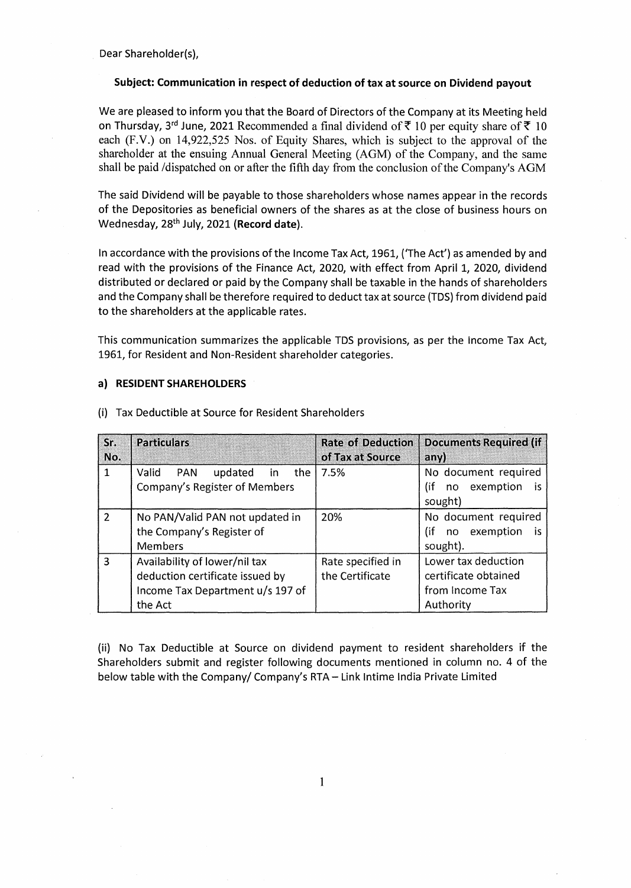Dear Shareholder(s),

**Subject: Communication in respect of deduction of tax at source on Dividend payout**

We are pleased to inform you that the Board of Directors of the Company at its Meeting held on Thursday, 3rd June, 2021 Recommended a final dividend of ₹ 10 per equity share of ₹ 10 each (F.V.) on 14,922,525 Nos. of Equity Shares, which is subject to the approval of the shareholder at the ensuing Annual General Meeting (AGM) of the Company, and the same shall be paid /dispatched on or after the fifth day from the conclusion of the Company's AGM

The said Dividend will be payable to those shareholders whose names appear in the records of the Depositories as beneficial owners of the shares as at the close of business hours on Wednesday, 28th July, 2021 **(Record date)**.

In accordance with the provisions of the Income Tax Act, 1961, ('The Act') as amended by and read with the provisions of the Finance Act, 2020, with effect from April 1, 2020, dividend distributed or declared or paid by the Company shall be taxable in the hands of shareholders and the Company shall be therefore required to deduct tax at source (TDS) from dividend paid to the shareholders at the applicable rates.

This communication summarizes the applicable TDS provisions, as per the Income Tax Act, 1961, for Resident and Non-Resident shareholder categories.

**a) RESIDENT SHAREHOLDERS**

(i) Tax Deductible at Source for Resident Shareholders

| Sr. No. | Particulars | Rate of Deduction of Tax at Source | Documents Required (if any) |
|---|---|---|---|
| 1 | Valid PAN updated in the Company's Register of Members | 7.5% | No document required (if no exemption is sought) |
| 2 | No PAN/Valid PAN not updated in the Company's Register of Members | 20% | No document required (if no exemption is sought). |
| 3 | Availability of lower/nil tax deduction certificate issued by Income Tax Department u/s 197 of the Act | Rate specified in the Certificate | Lower tax deduction certificate obtained from Income Tax Authority |

(ii) No Tax Deductible at Source on dividend payment to resident shareholders if the Shareholders submit and register following documents mentioned in column no. 4 of the below table with the Company/ Company's RTA – Link Intime India Private Limited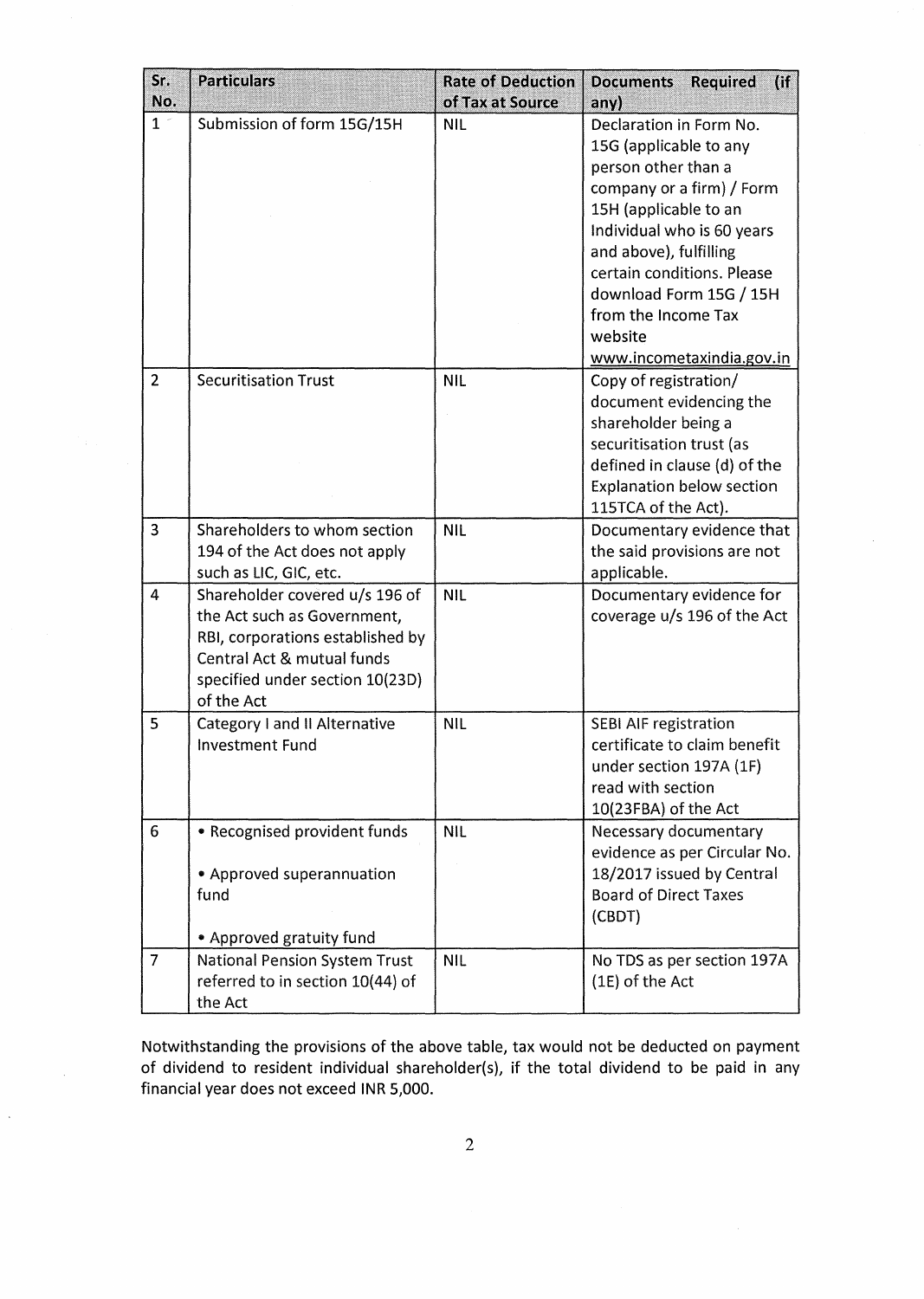| Sr. No. | Particulars | Rate of Deduction of Tax at Source | Documents Required (if any) |
|---|---|---|---|
| 1 | Submission of form 15G/15H | NIL | Declaration in Form No. 15G (applicable to any person other than a company or a firm) / Form 15H (applicable to an Individual who is 60 years and above), fulfilling certain conditions. Please download Form 15G / 15H from the Income Tax website www.incometaxindia.gov.in |
| 2 | Securitisation Trust | NIL | Copy of registration/ document evidencing the shareholder being a securitisation trust (as defined in clause (d) of the Explanation below section 115TCA of the Act). |
| 3 | Shareholders to whom section 194 of the Act does not apply such as LIC, GIC, etc. | NIL | Documentary evidence that the said provisions are not applicable. |
| 4 | Shareholder covered u/s 196 of the Act such as Government, RBI, corporations established by Central Act & mutual funds specified under section 10(23D) of the Act | NIL | Documentary evidence for coverage u/s 196 of the Act |
| 5 | Category I and II Alternative Investment Fund | NIL | SEBI AIF registration certificate to claim benefit under section 197A (1F) read with section 10(23FBA) of the Act |
| 6 | • Recognised provident funds<br>• Approved superannuation fund<br>• Approved gratuity fund | NIL | Necessary documentary evidence as per Circular No. 18/2017 issued by Central Board of Direct Taxes (CBDT) |
| 7 | National Pension System Trust referred to in section 10(44) of the Act | NIL | No TDS as per section 197A (1E) of the Act |

Notwithstanding the provisions of the above table, tax would not be deducted on payment of dividend to resident individual shareholder(s), if the total dividend to be paid in any financial year does not exceed INR 5,000.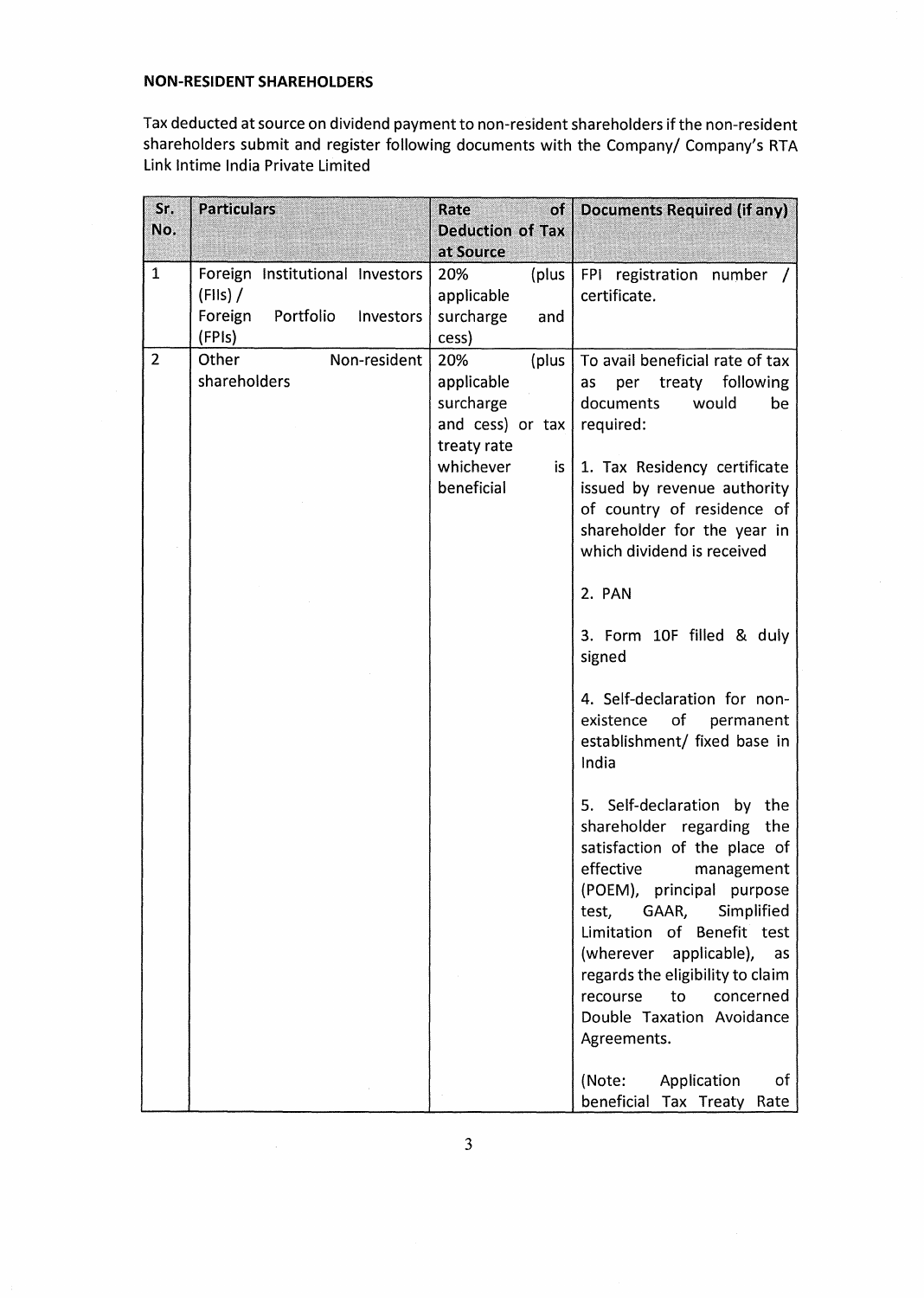**NON-RESIDENT SHAREHOLDERS**

Tax deducted at source on dividend payment to non-resident shareholders if the non-resident shareholders submit and register following documents with the Company/ Company's RTA Link Intime India Private Limited

| Sr. No. | Particulars | Rate of Deduction of Tax at Source | Documents Required (if any) |
|---|---|---|---|
| 1 | Foreign Institutional Investors (FIIs) / Foreign Portfolio Investors (FPIs) | 20% (plus applicable surcharge and cess) | FPI registration number / certificate. |
| 2 | Other Non-resident shareholders | 20% (plus applicable surcharge and cess) or tax treaty rate whichever is beneficial | To avail beneficial rate of tax as per treaty following documents would be required:<br><br>1. Tax Residency certificate issued by revenue authority of country of residence of shareholder for the year in which dividend is received<br><br>2. PAN<br><br>3. Form 10F filled & duly signed<br><br>4. Self-declaration for non-existence of permanent establishment/ fixed base in India<br><br>5. Self-declaration by the shareholder regarding the satisfaction of the place of effective management (POEM), principal purpose test, GAAR, Simplified Limitation of Benefit test (wherever applicable), as regards the eligibility to claim recourse to concerned Double Taxation Avoidance Agreements.<br><br>(Note: Application of beneficial Tax Treaty Rate |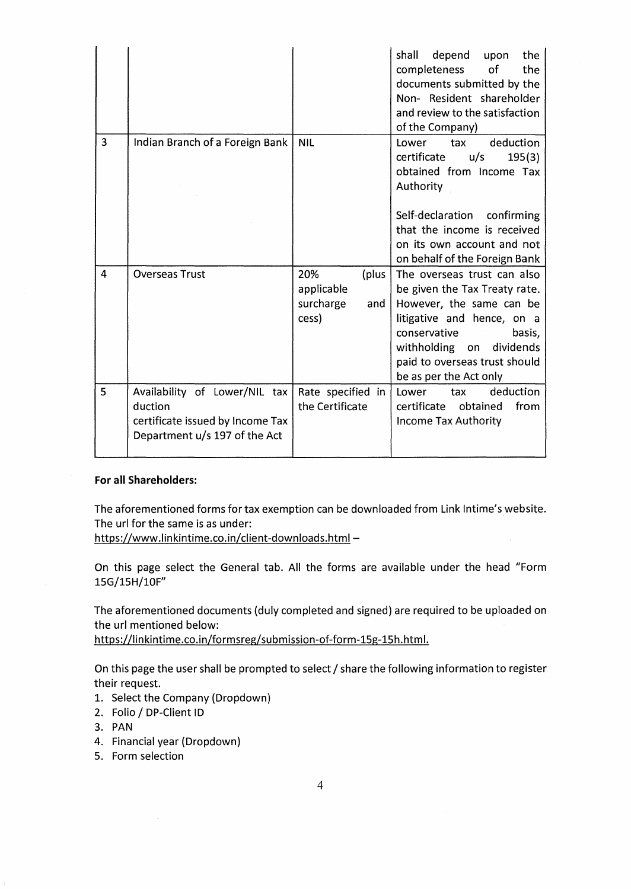|   |   |   | shall depend upon the completeness of the documents submitted by the Non- Resident shareholder and review to the satisfaction of the Company) |
|---|---|---|---|
| 3 | Indian Branch of a Foreign Bank | NIL | Lower tax deduction certificate u/s 195(3) obtained from Income Tax Authority<br><br>Self-declaration confirming that the income is received on its own account and not on behalf of the Foreign Bank |
| 4 | Overseas Trust | 20% (plus applicable surcharge and cess) | The overseas trust can also be given the Tax Treaty rate. However, the same can be litigative and hence, on a conservative basis, withholding on dividends paid to overseas trust should be as per the Act only |
| 5 | Availability of Lower/NIL tax duction certificate issued by Income Tax Department u/s 197 of the Act | Rate specified in the Certificate | Lower tax deduction certificate obtained from Income Tax Authority |

**For all Shareholders:**

The aforementioned forms for tax exemption can be downloaded from Link Intime's website. The url for the same is as under:
https://www.linkintime.co.in/client-downloads.html –

On this page select the General tab. All the forms are available under the head "Form 15G/15H/10F"

The aforementioned documents (duly completed and signed) are required to be uploaded on the url mentioned below:
https://linkintime.co.in/formsreg/submission-of-form-15g-15h.html.

On this page the user shall be prompted to select / share the following information to register their request.

1. Select the Company (Dropdown)
2. Folio / DP-Client ID
3. PAN
4. Financial year (Dropdown)
5. Form selection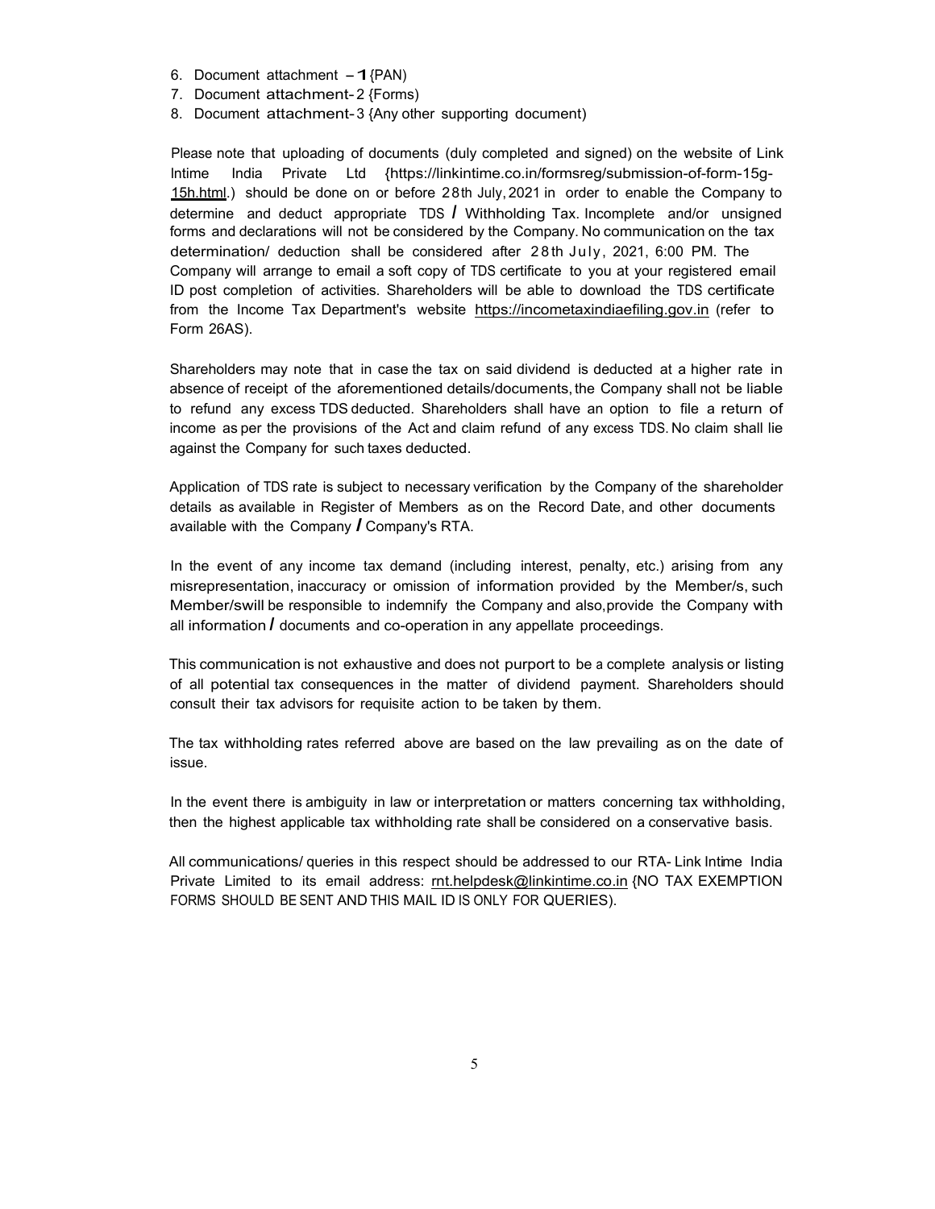6. Document attachment – 1 {PAN)
7. Document attachment- 2 {Forms)
8. Document attachment- 3 {Any other supporting document)

Please note that uploading of documents (duly completed and signed) on the website of Link Intime India Private Ltd {https://linkintime.co.in/formsreg/submission-of-form-15g-15h.html.) should be done on or before 28th July, 2021 in order to enable the Company to determine and deduct appropriate TDS / Withholding Tax. Incomplete and/or unsigned forms and declarations will not be considered by the Company. No communication on the tax determination/ deduction shall be considered after 28th July, 2021, 6:00 PM. The Company will arrange to email a soft copy of TDS certificate to you at your registered email ID post completion of activities. Shareholders will be able to download the TDS certificate from the Income Tax Department's website https://incometaxindiaefiling.gov.in (refer to Form 26AS).

Shareholders may note that in case the tax on said dividend is deducted at a higher rate in absence of receipt of the aforementioned details/documents, the Company shall not be liable to refund any excess TDS deducted. Shareholders shall have an option to file a return of income as per the provisions of the Act and claim refund of any excess TDS. No claim shall lie against the Company for such taxes deducted.

Application of TDS rate is subject to necessary verification by the Company of the shareholder details as available in Register of Members as on the Record Date, and other documents available with the Company / Company's RTA.

In the event of any income tax demand (including interest, penalty, etc.) arising from any misrepresentation, inaccuracy or omission of information provided by the Member/s, such Member/swill be responsible to indemnify the Company and also, provide the Company with all information / documents and co-operation in any appellate proceedings.

This communication is not exhaustive and does not purport to be a complete analysis or listing of all potential tax consequences in the matter of dividend payment. Shareholders should consult their tax advisors for requisite action to be taken by them.

The tax withholding rates referred above are based on the law prevailing as on the date of issue.

In the event there is ambiguity in law or interpretation or matters concerning tax withholding, then the highest applicable tax withholding rate shall be considered on a conservative basis.

All communications/ queries in this respect should be addressed to our RTA- Link Intime India Private Limited to its email address: rnt.helpdesk@linkintime.co.in {NO TAX EXEMPTION FORMS SHOULD BE SENT AND THIS MAIL ID IS ONLY FOR QUERIES).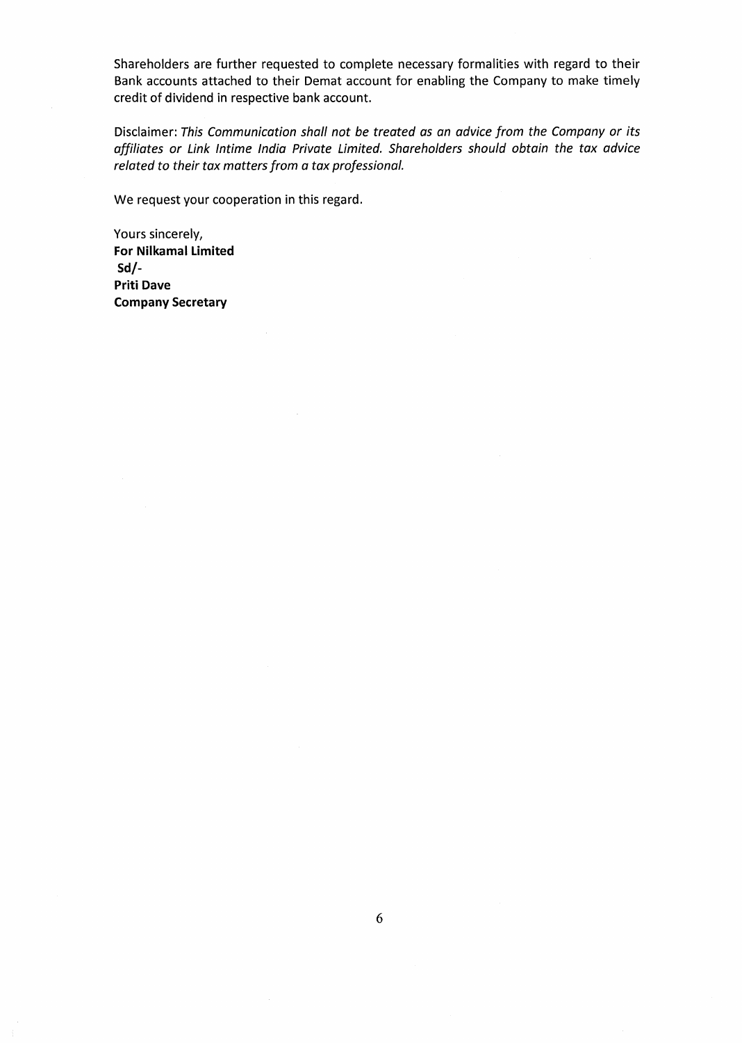Shareholders are further requested to complete necessary formalities with regard to their Bank accounts attached to their Demat account for enabling the Company to make timely credit of dividend in respective bank account.

Disclaimer: *This Communication shall not be treated as an advice from the Company or its affiliates or Link Intime India Private Limited. Shareholders should obtain the tax advice related to their tax matters from a tax professional.*

We request your cooperation in this regard.

Yours sincerely,
**For Nilkamal Limited**
**Sd/-**
**Priti Dave**
**Company Secretary**